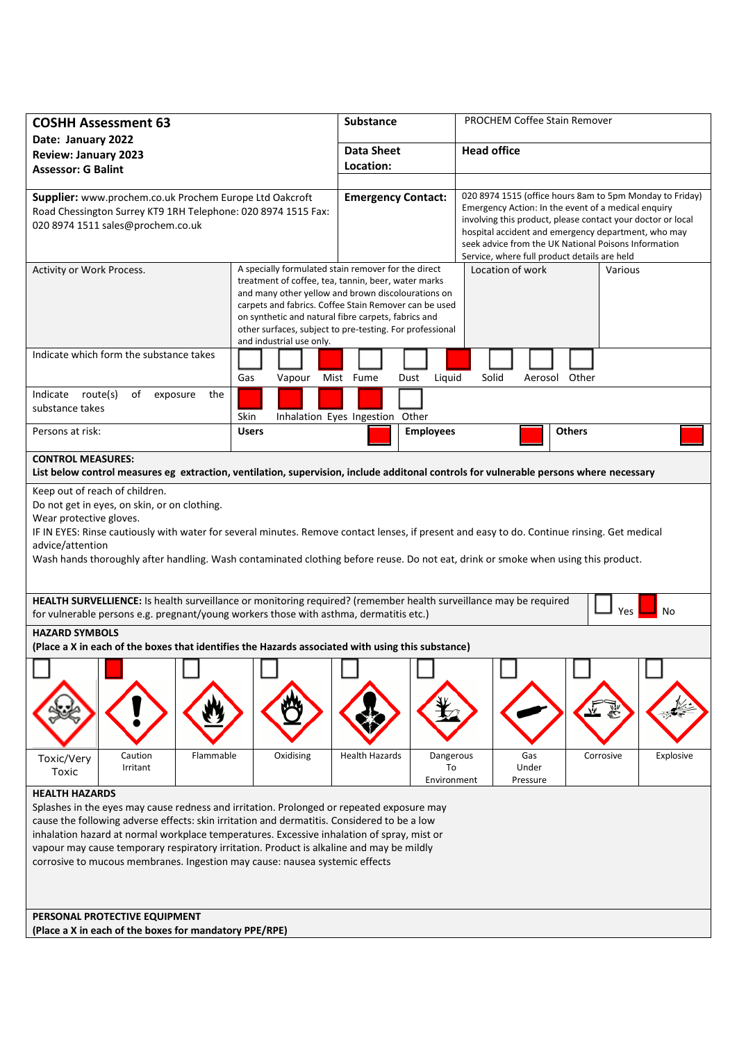| **COSHH Assessment 63**<br>**Date: January 2022**<br>**Review: January 2023**<br>**Assessor: G Balint** | **Substance** | PROCHEM Coffee Stain Remover |
|---|---|---|
| | **Data Sheet Location:** | **Head office** |
| **Supplier:** www.prochem.co.uk Prochem Europe Ltd Oakcroft Road Chessington Surrey KT9 1RH Telephone: 020 8974 1515 Fax: 020 8974 1511 sales@prochem.co.uk | **Emergency Contact:** | 020 8974 1515 (office hours 8am to 5pm Monday to Friday) Emergency Action: In the event of a medical enquiry involving this product, please contact your doctor or local hospital accident and emergency department, who may seek advice from the UK National Poisons Information Service, where full product details are held |

| Activity or Work Process. | A specially formulated stain remover for the direct treatment of coffee, tea, tannin, beer, water marks and many other yellow and brown discolourations on carpets and fabrics. Coffee Stain Remover can be used on synthetic and natural fibre carpets, fabrics and other surfaces, subject to pre-testing. For professional and industrial use only. | Location of work | Various |
|---|---|---|---|

Indicate which form the substance takes:

| Gas | Vapour | Mist | Fume | Dust | Liquid | Solid | Aerosol | Other |
|---|---|---|---|---|---|---|---|---|
| ☐ | ☐ | ☒ | ☐ | ☐ | ☒ | ☐ | ☐ | ☐ |

Indicate route(s) of exposure the substance takes:

| Skin | Inhalation | Eyes | Ingestion | Other |
|---|---|---|---|---|
| ☒ | ☒ | ☒ | ☒ | ☐ |

Persons at risk:

| Users | Employees | Others |
|---|---|---|
| ☒ | ☒ | ☒ |

**CONTROL MEASURES:**
**List below control measures eg extraction, ventilation, supervision, include additonal controls for vulnerable persons where necessary**

Keep out of reach of children.
Do not get in eyes, on skin, or on clothing.
Wear protective gloves.
IF IN EYES: Rinse cautiously with water for several minutes. Remove contact lenses, if present and easy to do. Continue rinsing. Get medical advice/attention
Wash hands thoroughly after handling. Wash contaminated clothing before reuse. Do not eat, drink or smoke when using this product.

**HEALTH SURVELLIENCE:** Is health surveillance or monitoring required? (remember health surveillance may be required for vulnerable persons e.g. pregnant/young workers those with asthma, dermatitis etc.)

| Yes | No |
|---|---|
| ☐ | ☒ |

**HAZARD SYMBOLS**
**(Place a X in each of the boxes that identifies the Hazards associated with using this substance)**

| Toxic/Very Toxic | Caution Irritant | Flammable | Oxidising | Health Hazards | Dangerous To Environment | Gas Under Pressure | Corrosive | Explosive |
|---|---|---|---|---|---|---|---|---|
| ☐ | ☒ | ☐ | ☐ | ☐ | ☐ | ☐ | ☐ | ☐ |

**HEALTH HAZARDS**

Splashes in the eyes may cause redness and irritation. Prolonged or repeated exposure may cause the following adverse effects: skin irritation and dermatitis. Considered to be a low inhalation hazard at normal workplace temperatures. Excessive inhalation of spray, mist or vapour may cause temporary respiratory irritation. Product is alkaline and may be mildly corrosive to mucous membranes. Ingestion may cause: nausea systemic effects

**PERSONAL PROTECTIVE EQUIPMENT**
**(Place a X in each of the boxes for mandatory PPE/RPE)**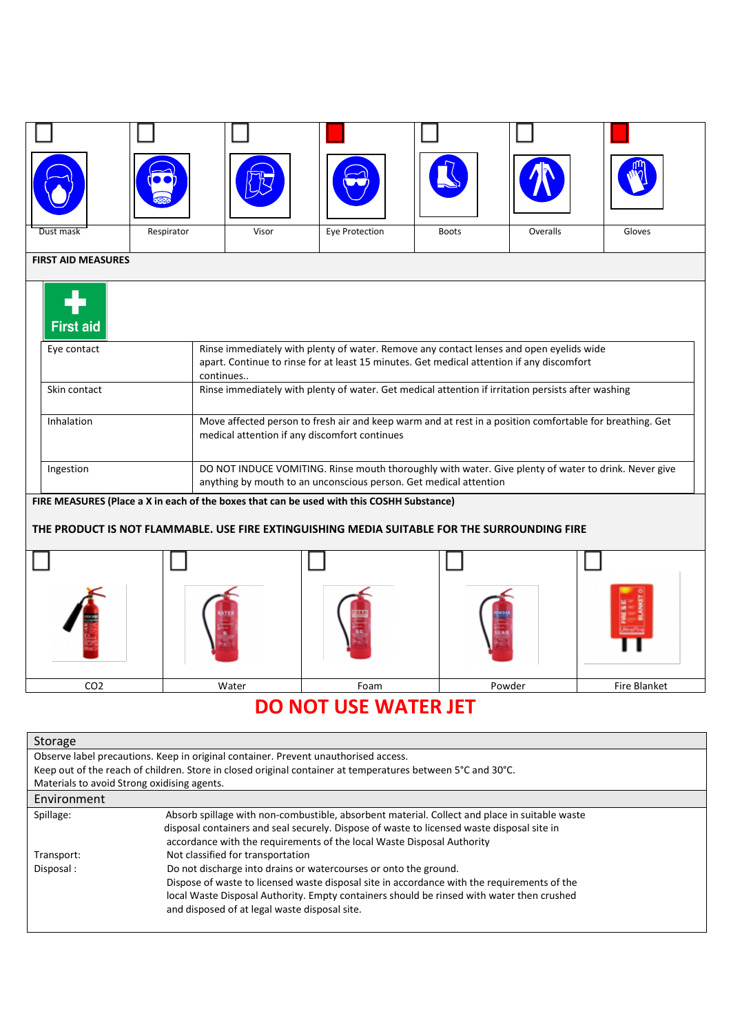| Dust mask | Respirator | Visor | Eye Protection | Boots | Overalls | Gloves |
|---|---|---|---|---|---|---|
| ☐ | ☐ | ☐ | ■ | ☐ | ☐ | ■ |

**FIRST AID MEASURES**

First aid

| | |
|---|---|
| Eye contact | Rinse immediately with plenty of water. Remove any contact lenses and open eyelids wide apart. Continue to rinse for at least 15 minutes. Get medical attention if any discomfort continues.. |
| Skin contact | Rinse immediately with plenty of water. Get medical attention if irritation persists after washing |
| Inhalation | Move affected person to fresh air and keep warm and at rest in a position comfortable for breathing. Get medical attention if any discomfort continues |
| Ingestion | DO NOT INDUCE VOMITING. Rinse mouth thoroughly with water. Give plenty of water to drink. Never give anything by mouth to an unconscious person. Get medical attention |

**FIRE MEASURES (Place a X in each of the boxes that can be used with this COSHH Substance)**

**THE PRODUCT IS NOT FLAMMABLE. USE FIRE EXTINGUISHING MEDIA SUITABLE FOR THE SURROUNDING FIRE**

| CO2 | Water | Foam | Powder | Fire Blanket |
|---|---|---|---|---|
| ☐ | ☐ | ☐ | ☐ | ☐ |

**DO NOT USE WATER JET**

## Storage

Observe label precautions. Keep in original container. Prevent unauthorised access.
Keep out of the reach of children. Store in closed original container at temperatures between 5°C and 30°C.
Materials to avoid Strong oxidising agents.

## Environment

| | |
|---|---|
| Spillage: | Absorb spillage with non-combustible, absorbent material. Collect and place in suitable waste disposal containers and seal securely. Dispose of waste to licensed waste disposal site in accordance with the requirements of the local Waste Disposal Authority |
| Transport: | Not classified for transportation |
| Disposal : | Do not discharge into drains or watercourses or onto the ground. Dispose of waste to licensed waste disposal site in accordance with the requirements of the local Waste Disposal Authority. Empty containers should be rinsed with water then crushed and disposed of at legal waste disposal site. |